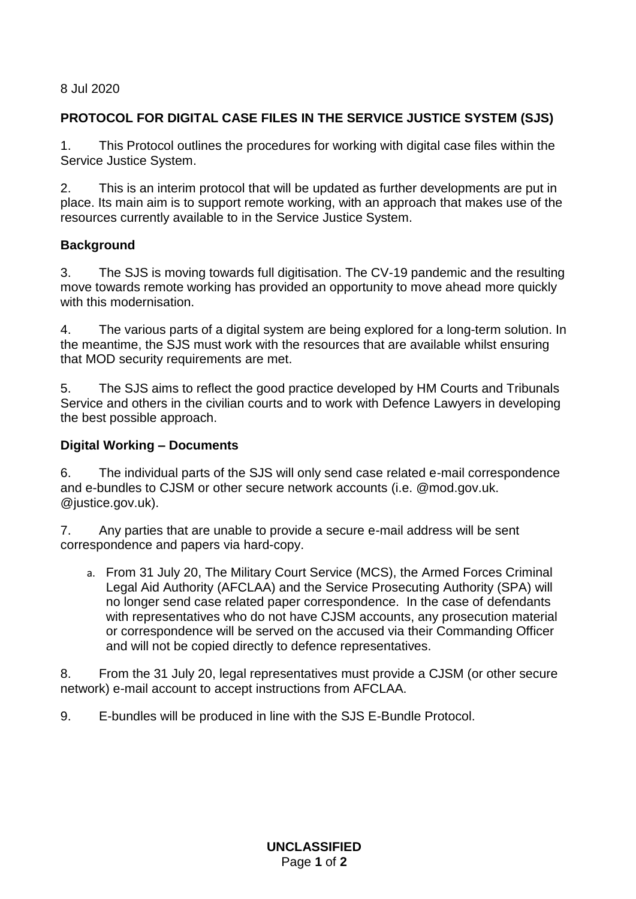8 Jul 2020

**PROTOCOL FOR DIGITAL CASE FILES IN THE SERVICE JUSTICE SYSTEM (SJS)**

1. This Protocol outlines the procedures for working with digital case files within the Service Justice System.

2. This is an interim protocol that will be updated as further developments are put in place. Its main aim is to support remote working, with an approach that makes use of the resources currently available to in the Service Justice System.

**Background**

3. The SJS is moving towards full digitisation. The CV-19 pandemic and the resulting move towards remote working has provided an opportunity to move ahead more quickly with this modernisation.

4. The various parts of a digital system are being explored for a long-term solution. In the meantime, the SJS must work with the resources that are available whilst ensuring that MOD security requirements are met.

5. The SJS aims to reflect the good practice developed by HM Courts and Tribunals Service and others in the civilian courts and to work with Defence Lawyers in developing the best possible approach.

**Digital Working – Documents**

6. The individual parts of the SJS will only send case related e-mail correspondence and e-bundles to CJSM or other secure network accounts (i.e. @mod.gov.uk. @justice.gov.uk).

7. Any parties that are unable to provide a secure e-mail address will be sent correspondence and papers via hard-copy.

   a. From 31 July 20, The Military Court Service (MCS), the Armed Forces Criminal Legal Aid Authority (AFCLAA) and the Service Prosecuting Authority (SPA) will no longer send case related paper correspondence. In the case of defendants with representatives who do not have CJSM accounts, any prosecution material or correspondence will be served on the accused via their Commanding Officer and will not be copied directly to defence representatives.

8. From the 31 July 20, legal representatives must provide a CJSM (or other secure network) e-mail account to accept instructions from AFCLAA.

9. E-bundles will be produced in line with the SJS E-Bundle Protocol.

**UNCLASSIFIED**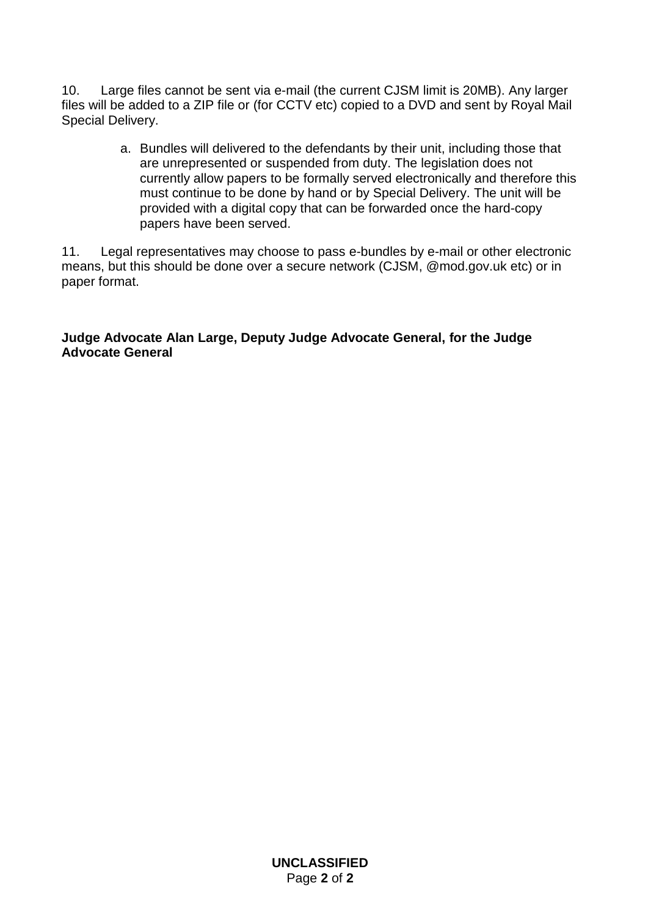10. Large files cannot be sent via e-mail (the current CJSM limit is 20MB). Any larger files will be added to a ZIP file or (for CCTV etc) copied to a DVD and sent by Royal Mail Special Delivery.

   a. Bundles will delivered to the defendants by their unit, including those that are unrepresented or suspended from duty. The legislation does not currently allow papers to be formally served electronically and therefore this must continue to be done by hand or by Special Delivery. The unit will be provided with a digital copy that can be forwarded once the hard-copy papers have been served.

11. Legal representatives may choose to pass e-bundles by e-mail or other electronic means, but this should be done over a secure network (CJSM, @mod.gov.uk etc) or in paper format.

**Judge Advocate Alan Large, Deputy Judge Advocate General, for the Judge Advocate General**

**UNCLASSIFIED**